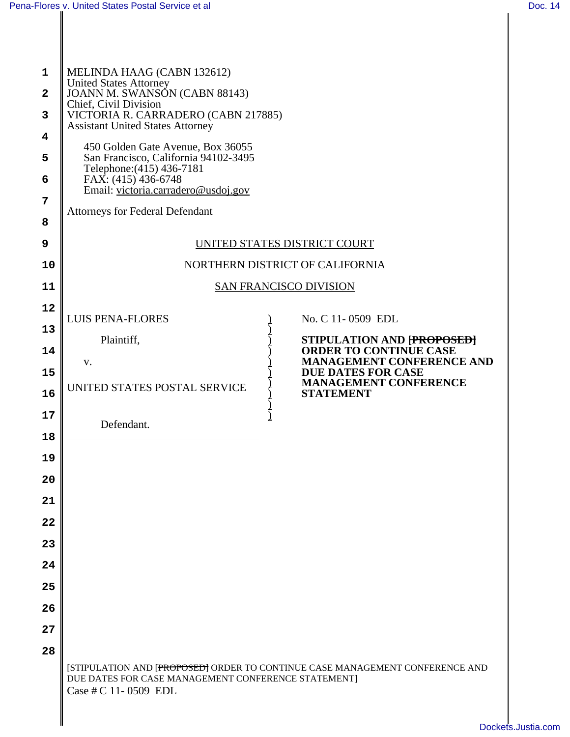MELINDA HAAG (CABN 132612)
United States Attorney
JOANN M. SWANSON (CABN 88143)
Chief, Civil Division
VICTORIA R. CARRADERO (CABN 217885)
Assistant United States Attorney

450 Golden Gate Avenue, Box 36055
San Francisco, California 94102-3495
Telephone:(415) 436-7181
FAX: (415) 436-6748
Email: victoria.carradero@usdoj.gov

Attorneys for Federal Defendant

UNITED STATES DISTRICT COURT

NORTHERN DISTRICT OF CALIFORNIA

SAN FRANCISCO DIVISION

| | |
|---|---|
| LUIS PENA-FLORES<br><br>Plaintiff,<br><br>v.<br><br>UNITED STATES POSTAL SERVICE<br><br>Defendant. | No. C 11- 0509 EDL<br><br>**STIPULATION AND ~~[PROPOSED]~~ ORDER TO CONTINUE CASE MANAGEMENT CONFERENCE AND DUE DATES FOR CASE MANAGEMENT CONFERENCE STATEMENT** |

[STIPULATION AND ~~[PROPOSED]~~ ORDER TO CONTINUE CASE MANAGEMENT CONFERENCE AND DUE DATES FOR CASE MANAGEMENT CONFERENCE STATEMENT]
Case # C 11- 0509 EDL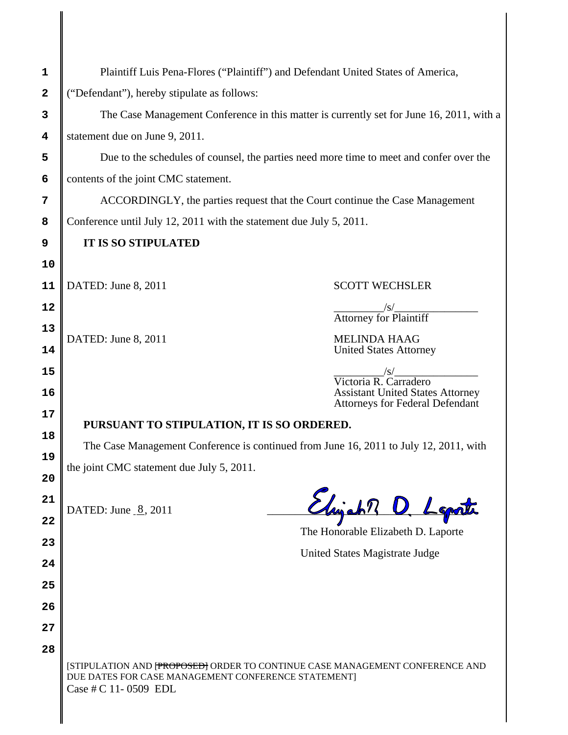Plaintiff Luis Pena-Flores ("Plaintiff") and Defendant United States of America, ("Defendant"), hereby stipulate as follows:

The Case Management Conference in this matter is currently set for June 16, 2011, with a statement due on June 9, 2011.

Due to the schedules of counsel, the parties need more time to meet and confer over the contents of the joint CMC statement.

ACCORDINGLY, the parties request that the Court continue the Case Management Conference until July 12, 2011 with the statement due July 5, 2011.

**IT IS SO STIPULATED**

DATED: June 8, 2011

SCOTT WECHSLER

/s/
Attorney for Plaintiff

DATED: June 8, 2011

MELINDA HAAG
United States Attorney

/s/
Victoria R. Carradero
Assistant United States Attorney
Attorneys for Federal Defendant

**PURSUANT TO STIPULATION, IT IS SO ORDERED.**

The Case Management Conference is continued from June 16, 2011 to July 12, 2011, with the joint CMC statement due July 5, 2011.

DATED: June 8, 2011

Elizabeth D. Laporte
The Honorable Elizabeth D. Laporte
United States Magistrate Judge

[STIPULATION AND ~~[PROPOSED]~~ ORDER TO CONTINUE CASE MANAGEMENT CONFERENCE AND DUE DATES FOR CASE MANAGEMENT CONFERENCE STATEMENT]
Case # C 11- 0509 EDL